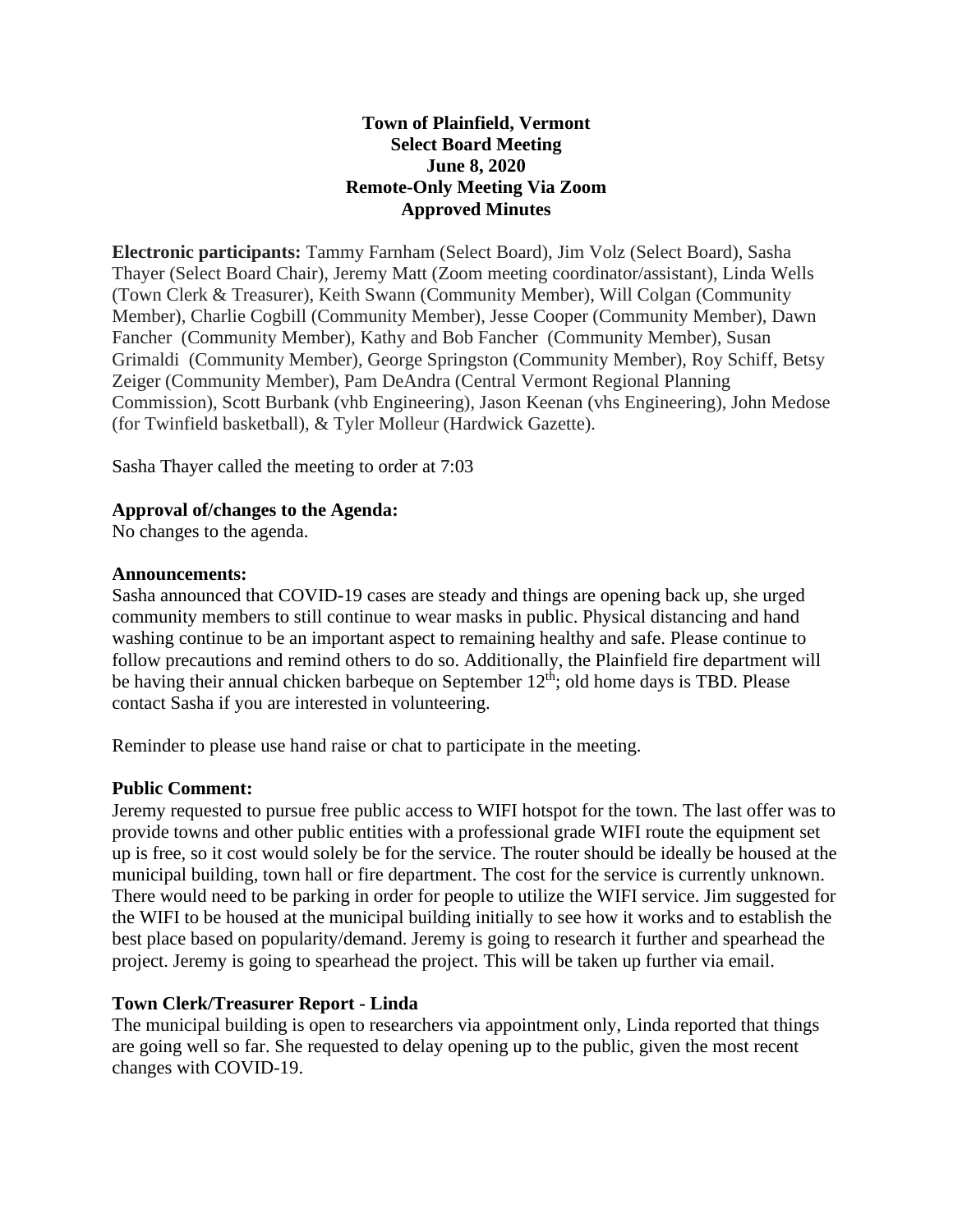**Town of Plainfield, Vermont**
**Select Board Meeting**
**June 8, 2020**
**Remote-Only Meeting Via Zoom**
**Approved Minutes**

**Electronic participants:** Tammy Farnham (Select Board), Jim Volz (Select Board), Sasha Thayer (Select Board Chair), Jeremy Matt (Zoom meeting coordinator/assistant), Linda Wells (Town Clerk & Treasurer), Keith Swann (Community Member), Will Colgan (Community Member), Charlie Cogbill (Community Member), Jesse Cooper (Community Member), Dawn Fancher (Community Member), Kathy and Bob Fancher (Community Member), Susan Grimaldi (Community Member), George Springston (Community Member), Roy Schiff, Betsy Zeiger (Community Member), Pam DeAndra (Central Vermont Regional Planning Commission), Scott Burbank (vhb Engineering), Jason Keenan (vhs Engineering), John Medose (for Twinfield basketball), & Tyler Molleur (Hardwick Gazette).

Sasha Thayer called the meeting to order at 7:03

**Approval of/changes to the Agenda:**
No changes to the agenda.

**Announcements:**
Sasha announced that COVID-19 cases are steady and things are opening back up, she urged community members to still continue to wear masks in public. Physical distancing and hand washing continue to be an important aspect to remaining healthy and safe. Please continue to follow precautions and remind others to do so. Additionally, the Plainfield fire department will be having their annual chicken barbeque on September 12th; old home days is TBD. Please contact Sasha if you are interested in volunteering.

Reminder to please use hand raise or chat to participate in the meeting.

**Public Comment:**
Jeremy requested to pursue free public access to WIFI hotspot for the town. The last offer was to provide towns and other public entities with a professional grade WIFI route the equipment set up is free, so it cost would solely be for the service. The router should be ideally be housed at the municipal building, town hall or fire department. The cost for the service is currently unknown. There would need to be parking in order for people to utilize the WIFI service. Jim suggested for the WIFI to be housed at the municipal building initially to see how it works and to establish the best place based on popularity/demand. Jeremy is going to research it further and spearhead the project. Jeremy is going to spearhead the project. This will be taken up further via email.

**Town Clerk/Treasurer Report - Linda**
The municipal building is open to researchers via appointment only, Linda reported that things are going well so far. She requested to delay opening up to the public, given the most recent changes with COVID-19.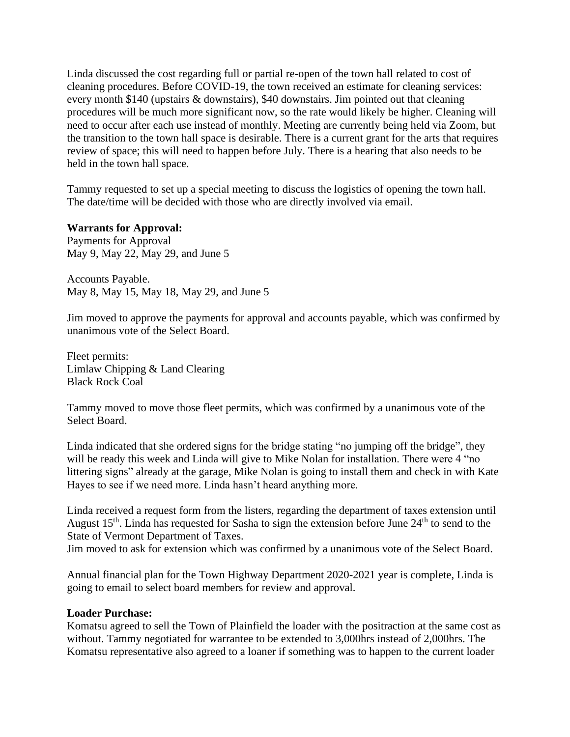Linda discussed the cost regarding full or partial re-open of the town hall related to cost of cleaning procedures. Before COVID-19, the town received an estimate for cleaning services: every month $140 (upstairs & downstairs), $40 downstairs. Jim pointed out that cleaning procedures will be much more significant now, so the rate would likely be higher. Cleaning will need to occur after each use instead of monthly. Meeting are currently being held via Zoom, but the transition to the town hall space is desirable. There is a current grant for the arts that requires review of space; this will need to happen before July. There is a hearing that also needs to be held in the town hall space.

Tammy requested to set up a special meeting to discuss the logistics of opening the town hall. The date/time will be decided with those who are directly involved via email.

**Warrants for Approval:**
Payments for Approval
May 9, May 22, May 29, and June 5

Accounts Payable.
May 8, May 15, May 18, May 29, and June 5

Jim moved to approve the payments for approval and accounts payable, which was confirmed by unanimous vote of the Select Board.

Fleet permits:
Limlaw Chipping & Land Clearing
Black Rock Coal

Tammy moved to move those fleet permits, which was confirmed by a unanimous vote of the Select Board.

Linda indicated that she ordered signs for the bridge stating "no jumping off the bridge", they will be ready this week and Linda will give to Mike Nolan for installation. There were 4 "no littering signs" already at the garage, Mike Nolan is going to install them and check in with Kate Hayes to see if we need more. Linda hasn't heard anything more.

Linda received a request form from the listers, regarding the department of taxes extension until August 15th. Linda has requested for Sasha to sign the extension before June 24th to send to the State of Vermont Department of Taxes.
Jim moved to ask for extension which was confirmed by a unanimous vote of the Select Board.

Annual financial plan for the Town Highway Department 2020-2021 year is complete, Linda is going to email to select board members for review and approval.

**Loader Purchase:**
Komatsu agreed to sell the Town of Plainfield the loader with the positraction at the same cost as without. Tammy negotiated for warrantee to be extended to 3,000hrs instead of 2,000hrs. The Komatsu representative also agreed to a loaner if something was to happen to the current loader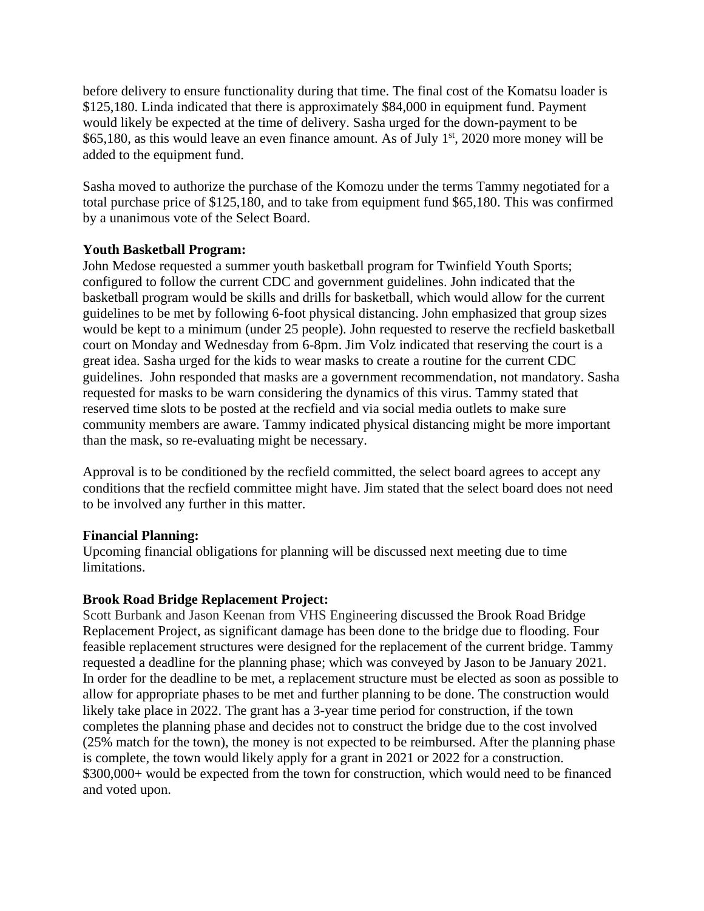before delivery to ensure functionality during that time. The final cost of the Komatsu loader is $125,180. Linda indicated that there is approximately $84,000 in equipment fund. Payment would likely be expected at the time of delivery. Sasha urged for the down-payment to be $65,180, as this would leave an even finance amount. As of July 1st, 2020 more money will be added to the equipment fund.

Sasha moved to authorize the purchase of the Komozu under the terms Tammy negotiated for a total purchase price of $125,180, and to take from equipment fund $65,180. This was confirmed by a unanimous vote of the Select Board.

**Youth Basketball Program:**
John Medose requested a summer youth basketball program for Twinfield Youth Sports; configured to follow the current CDC and government guidelines. John indicated that the basketball program would be skills and drills for basketball, which would allow for the current guidelines to be met by following 6-foot physical distancing. John emphasized that group sizes would be kept to a minimum (under 25 people). John requested to reserve the recfield basketball court on Monday and Wednesday from 6-8pm. Jim Volz indicated that reserving the court is a great idea. Sasha urged for the kids to wear masks to create a routine for the current CDC guidelines. John responded that masks are a government recommendation, not mandatory. Sasha requested for masks to be warn considering the dynamics of this virus. Tammy stated that reserved time slots to be posted at the recfield and via social media outlets to make sure community members are aware. Tammy indicated physical distancing might be more important than the mask, so re-evaluating might be necessary.

Approval is to be conditioned by the recfield committed, the select board agrees to accept any conditions that the recfield committee might have. Jim stated that the select board does not need to be involved any further in this matter.

**Financial Planning:**
Upcoming financial obligations for planning will be discussed next meeting due to time limitations.

**Brook Road Bridge Replacement Project:**
Scott Burbank and Jason Keenan from VHS Engineering discussed the Brook Road Bridge Replacement Project, as significant damage has been done to the bridge due to flooding. Four feasible replacement structures were designed for the replacement of the current bridge. Tammy requested a deadline for the planning phase; which was conveyed by Jason to be January 2021. In order for the deadline to be met, a replacement structure must be elected as soon as possible to allow for appropriate phases to be met and further planning to be done. The construction would likely take place in 2022. The grant has a 3-year time period for construction, if the town completes the planning phase and decides not to construct the bridge due to the cost involved (25% match for the town), the money is not expected to be reimbursed. After the planning phase is complete, the town would likely apply for a grant in 2021 or 2022 for a construction. $300,000+ would be expected from the town for construction, which would need to be financed and voted upon.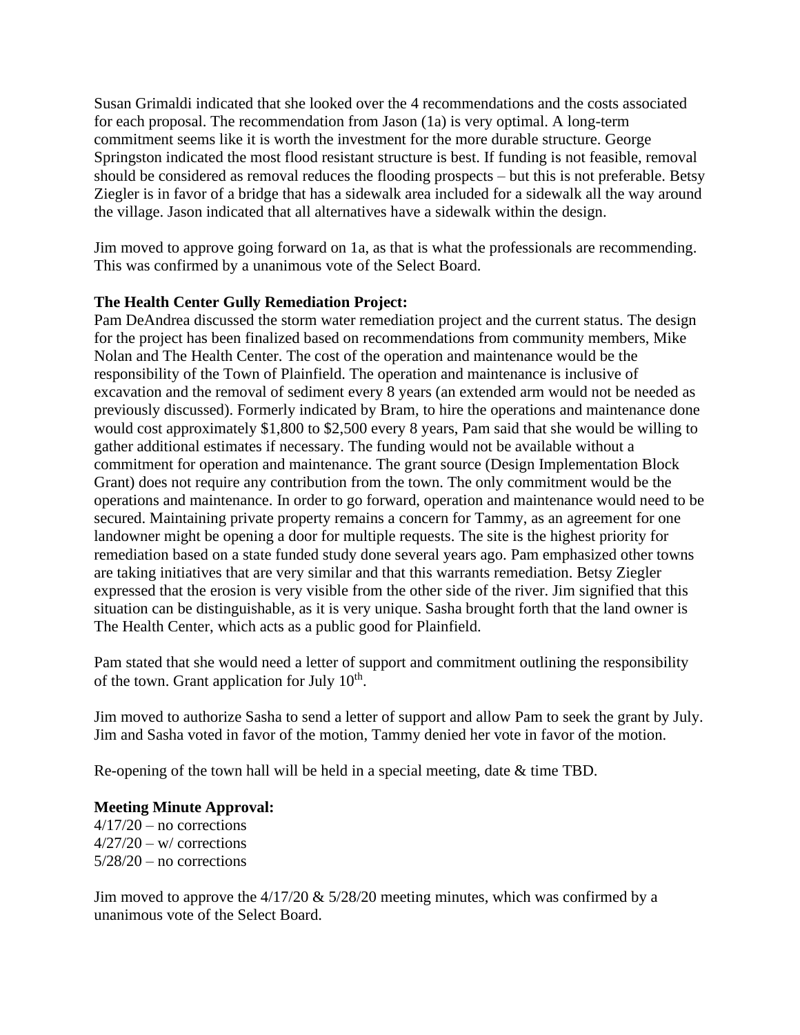Susan Grimaldi indicated that she looked over the 4 recommendations and the costs associated for each proposal. The recommendation from Jason (1a) is very optimal. A long-term commitment seems like it is worth the investment for the more durable structure. George Springston indicated the most flood resistant structure is best. If funding is not feasible, removal should be considered as removal reduces the flooding prospects – but this is not preferable. Betsy Ziegler is in favor of a bridge that has a sidewalk area included for a sidewalk all the way around the village. Jason indicated that all alternatives have a sidewalk within the design.

Jim moved to approve going forward on 1a, as that is what the professionals are recommending. This was confirmed by a unanimous vote of the Select Board.

**The Health Center Gully Remediation Project:**

Pam DeAndrea discussed the storm water remediation project and the current status. The design for the project has been finalized based on recommendations from community members, Mike Nolan and The Health Center. The cost of the operation and maintenance would be the responsibility of the Town of Plainfield. The operation and maintenance is inclusive of excavation and the removal of sediment every 8 years (an extended arm would not be needed as previously discussed). Formerly indicated by Bram, to hire the operations and maintenance done would cost approximately $1,800 to $2,500 every 8 years, Pam said that she would be willing to gather additional estimates if necessary. The funding would not be available without a commitment for operation and maintenance. The grant source (Design Implementation Block Grant) does not require any contribution from the town. The only commitment would be the operations and maintenance. In order to go forward, operation and maintenance would need to be secured. Maintaining private property remains a concern for Tammy, as an agreement for one landowner might be opening a door for multiple requests. The site is the highest priority for remediation based on a state funded study done several years ago. Pam emphasized other towns are taking initiatives that are very similar and that this warrants remediation. Betsy Ziegler expressed that the erosion is very visible from the other side of the river. Jim signified that this situation can be distinguishable, as it is very unique. Sasha brought forth that the land owner is The Health Center, which acts as a public good for Plainfield.

Pam stated that she would need a letter of support and commitment outlining the responsibility of the town. Grant application for July 10th.

Jim moved to authorize Sasha to send a letter of support and allow Pam to seek the grant by July. Jim and Sasha voted in favor of the motion, Tammy denied her vote in favor of the motion.

Re-opening of the town hall will be held in a special meeting, date & time TBD.

**Meeting Minute Approval:**

4/17/20 – no corrections
4/27/20 – w/ corrections
5/28/20 – no corrections

Jim moved to approve the 4/17/20 & 5/28/20 meeting minutes, which was confirmed by a unanimous vote of the Select Board.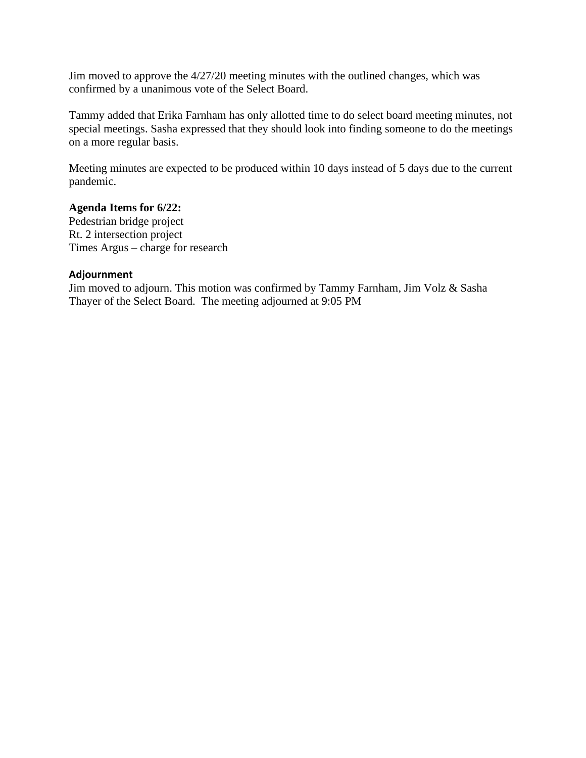Jim moved to approve the 4/27/20 meeting minutes with the outlined changes, which was confirmed by a unanimous vote of the Select Board.

Tammy added that Erika Farnham has only allotted time to do select board meeting minutes, not special meetings. Sasha expressed that they should look into finding someone to do the meetings on a more regular basis.

Meeting minutes are expected to be produced within 10 days instead of 5 days due to the current pandemic.

**Agenda Items for 6/22:**
Pedestrian bridge project
Rt. 2 intersection project
Times Argus – charge for research

**Adjournment**
Jim moved to adjourn. This motion was confirmed by Tammy Farnham, Jim Volz & Sasha Thayer of the Select Board. The meeting adjourned at 9:05 PM